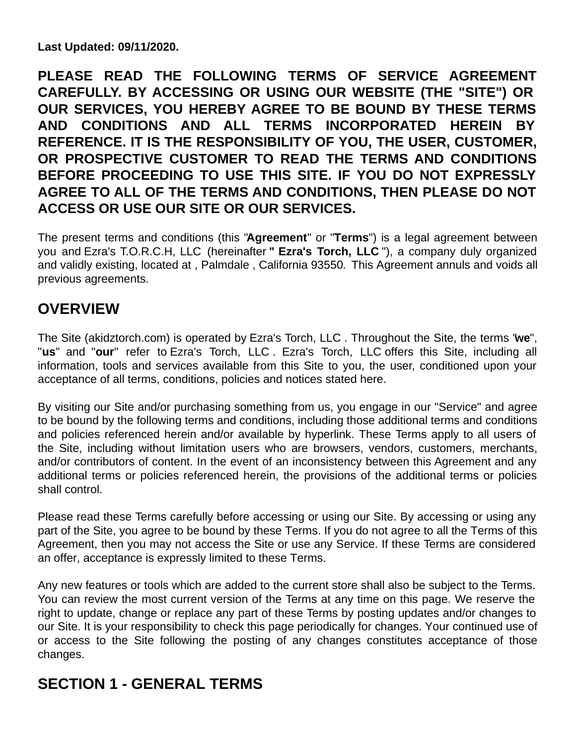**Last Updated: 09/11/2020.**

**PLEASE READ THE FOLLOWING TERMS OF SERVICE AGREEMENT CAREFULLY. BY ACCESSING OR USING OUR WEBSITE (THE "SITE") OR OUR SERVICES, YOU HEREBY AGREE TO BE BOUND BY THESE TERMS AND CONDITIONS AND ALL TERMS INCORPORATED HEREIN BY REFERENCE. IT IS THE RESPONSIBILITY OF YOU, THE USER, CUSTOMER, OR PROSPECTIVE CUSTOMER TO READ THE TERMS AND CONDITIONS BEFORE PROCEEDING TO USE THIS SITE. IF YOU DO NOT EXPRESSLY AGREE TO ALL OF THE TERMS AND CONDITIONS, THEN PLEASE DO NOT ACCESS OR USE OUR SITE OR OUR SERVICES.**

The present terms and conditions (this "**Agreement**" or "**Terms**") is a legal agreement between you and Ezra's T.O.R.C.H, LLC (hereinafter **" Ezra's Torch, LLC "**), a company duly organized and validly existing, located at , Palmdale , California 93550. This Agreement annuls and voids all previous agreements.

## OVERVIEW

The Site (akidztorch.com) is operated by Ezra's Torch, LLC . Throughout the Site, the terms "**we**", "**us**" and "**our**" refer to Ezra's Torch, LLC . Ezra's Torch, LLC offers this Site, including all information, tools and services available from this Site to you, the user, conditioned upon your acceptance of all terms, conditions, policies and notices stated here.

By visiting our Site and/or purchasing something from us, you engage in our "Service" and agree to be bound by the following terms and conditions, including those additional terms and conditions and policies referenced herein and/or available by hyperlink. These Terms apply to all users of the Site, including without limitation users who are browsers, vendors, customers, merchants, and/or contributors of content. In the event of an inconsistency between this Agreement and any additional terms or policies referenced herein, the provisions of the additional terms or policies shall control.

Please read these Terms carefully before accessing or using our Site. By accessing or using any part of the Site, you agree to be bound by these Terms. If you do not agree to all the Terms of this Agreement, then you may not access the Site or use any Service. If these Terms are considered an offer, acceptance is expressly limited to these Terms.

Any new features or tools which are added to the current store shall also be subject to the Terms. You can review the most current version of the Terms at any time on this page. We reserve the right to update, change or replace any part of these Terms by posting updates and/or changes to our Site. It is your responsibility to check this page periodically for changes. Your continued use of or access to the Site following the posting of any changes constitutes acceptance of those changes.

## SECTION 1 - GENERAL TERMS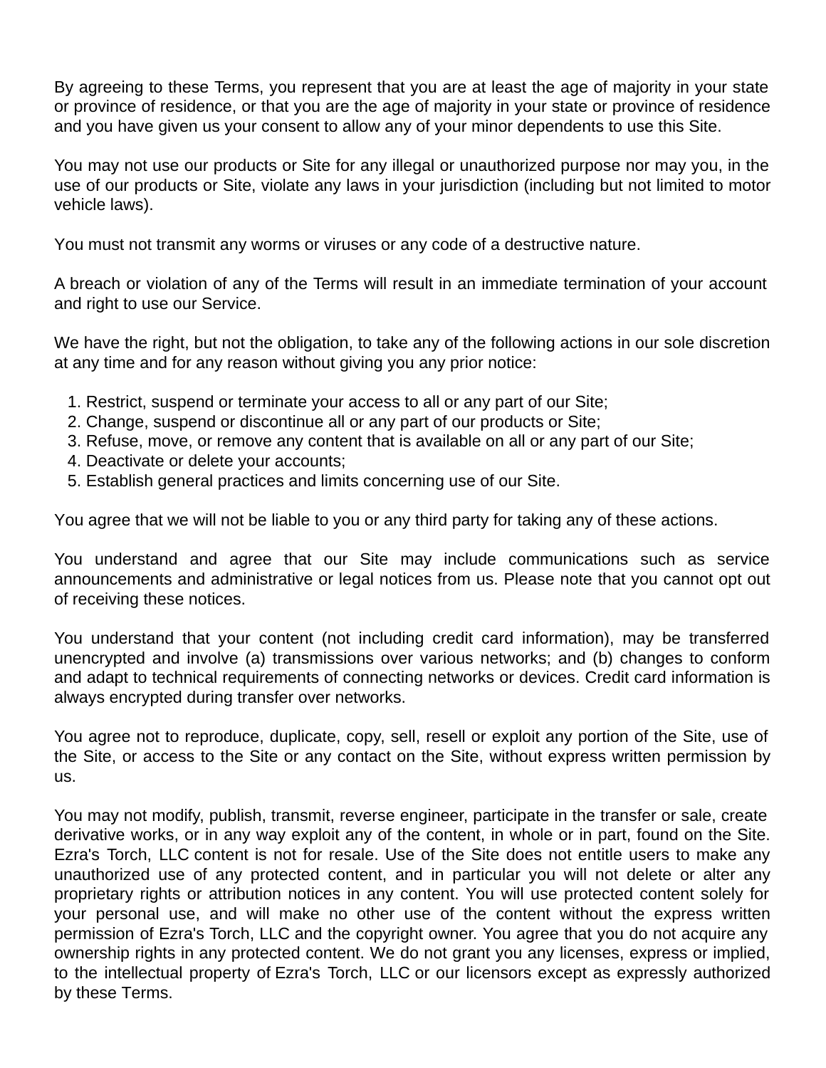By agreeing to these Terms, you represent that you are at least the age of majority in your state or province of residence, or that you are the age of majority in your state or province of residence and you have given us your consent to allow any of your minor dependents to use this Site.

You may not use our products or Site for any illegal or unauthorized purpose nor may you, in the use of our products or Site, violate any laws in your jurisdiction (including but not limited to motor vehicle laws).

You must not transmit any worms or viruses or any code of a destructive nature.

A breach or violation of any of the Terms will result in an immediate termination of your account and right to use our Service.

We have the right, but not the obligation, to take any of the following actions in our sole discretion at any time and for any reason without giving you any prior notice:

1. Restrict, suspend or terminate your access to all or any part of our Site;
2. Change, suspend or discontinue all or any part of our products or Site;
3. Refuse, move, or remove any content that is available on all or any part of our Site;
4. Deactivate or delete your accounts;
5. Establish general practices and limits concerning use of our Site.

You agree that we will not be liable to you or any third party for taking any of these actions.

You understand and agree that our Site may include communications such as service announcements and administrative or legal notices from us. Please note that you cannot opt out of receiving these notices.

You understand that your content (not including credit card information), may be transferred unencrypted and involve (a) transmissions over various networks; and (b) changes to conform and adapt to technical requirements of connecting networks or devices. Credit card information is always encrypted during transfer over networks.

You agree not to reproduce, duplicate, copy, sell, resell or exploit any portion of the Site, use of the Site, or access to the Site or any contact on the Site, without express written permission by us.

You may not modify, publish, transmit, reverse engineer, participate in the transfer or sale, create derivative works, or in any way exploit any of the content, in whole or in part, found on the Site. Ezra's Torch, LLC content is not for resale. Use of the Site does not entitle users to make any unauthorized use of any protected content, and in particular you will not delete or alter any proprietary rights or attribution notices in any content. You will use protected content solely for your personal use, and will make no other use of the content without the express written permission of Ezra's Torch, LLC and the copyright owner. You agree that you do not acquire any ownership rights in any protected content. We do not grant you any licenses, express or implied, to the intellectual property of Ezra's Torch, LLC or our licensors except as expressly authorized by these Terms.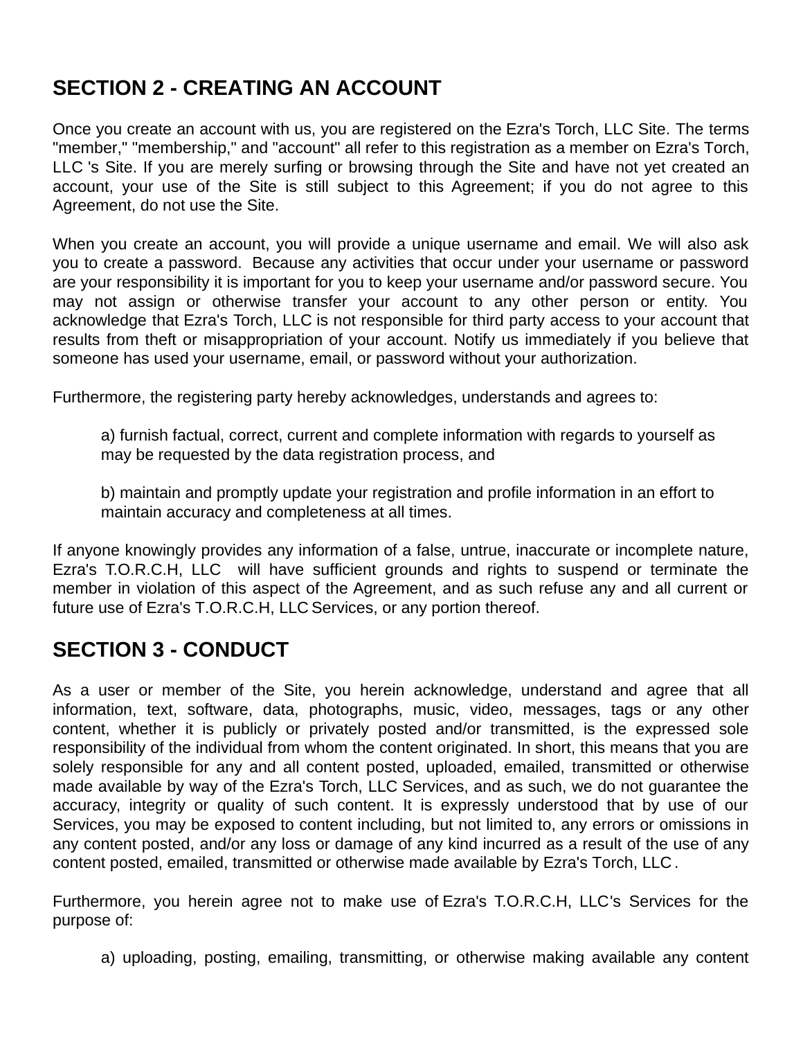## SECTION 2 - CREATING AN ACCOUNT

Once you create an account with us, you are registered on the Ezra's Torch, LLC Site. The terms "member," "membership," and "account" all refer to this registration as a member on Ezra's Torch, LLC 's Site. If you are merely surfing or browsing through the Site and have not yet created an account, your use of the Site is still subject to this Agreement; if you do not agree to this Agreement, do not use the Site.

When you create an account, you will provide a unique username and email. We will also ask you to create a password. Because any activities that occur under your username or password are your responsibility it is important for you to keep your username and/or password secure. You may not assign or otherwise transfer your account to any other person or entity. You acknowledge that Ezra's Torch, LLC is not responsible for third party access to your account that results from theft or misappropriation of your account. Notify us immediately if you believe that someone has used your username, email, or password without your authorization.

Furthermore, the registering party hereby acknowledges, understands and agrees to:

a) furnish factual, correct, current and complete information with regards to yourself as may be requested by the data registration process, and

b) maintain and promptly update your registration and profile information in an effort to maintain accuracy and completeness at all times.

If anyone knowingly provides any information of a false, untrue, inaccurate or incomplete nature, Ezra's T.O.R.C.H, LLC will have sufficient grounds and rights to suspend or terminate the member in violation of this aspect of the Agreement, and as such refuse any and all current or future use of Ezra's T.O.R.C.H, LLC Services, or any portion thereof.

## SECTION 3 - CONDUCT

As a user or member of the Site, you herein acknowledge, understand and agree that all information, text, software, data, photographs, music, video, messages, tags or any other content, whether it is publicly or privately posted and/or transmitted, is the expressed sole responsibility of the individual from whom the content originated. In short, this means that you are solely responsible for any and all content posted, uploaded, emailed, transmitted or otherwise made available by way of the Ezra's Torch, LLC Services, and as such, we do not guarantee the accuracy, integrity or quality of such content. It is expressly understood that by use of our Services, you may be exposed to content including, but not limited to, any errors or omissions in any content posted, and/or any loss or damage of any kind incurred as a result of the use of any content posted, emailed, transmitted or otherwise made available by Ezra's Torch, LLC.

Furthermore, you herein agree not to make use of Ezra's T.O.R.C.H, LLC's Services for the purpose of:

a) uploading, posting, emailing, transmitting, or otherwise making available any content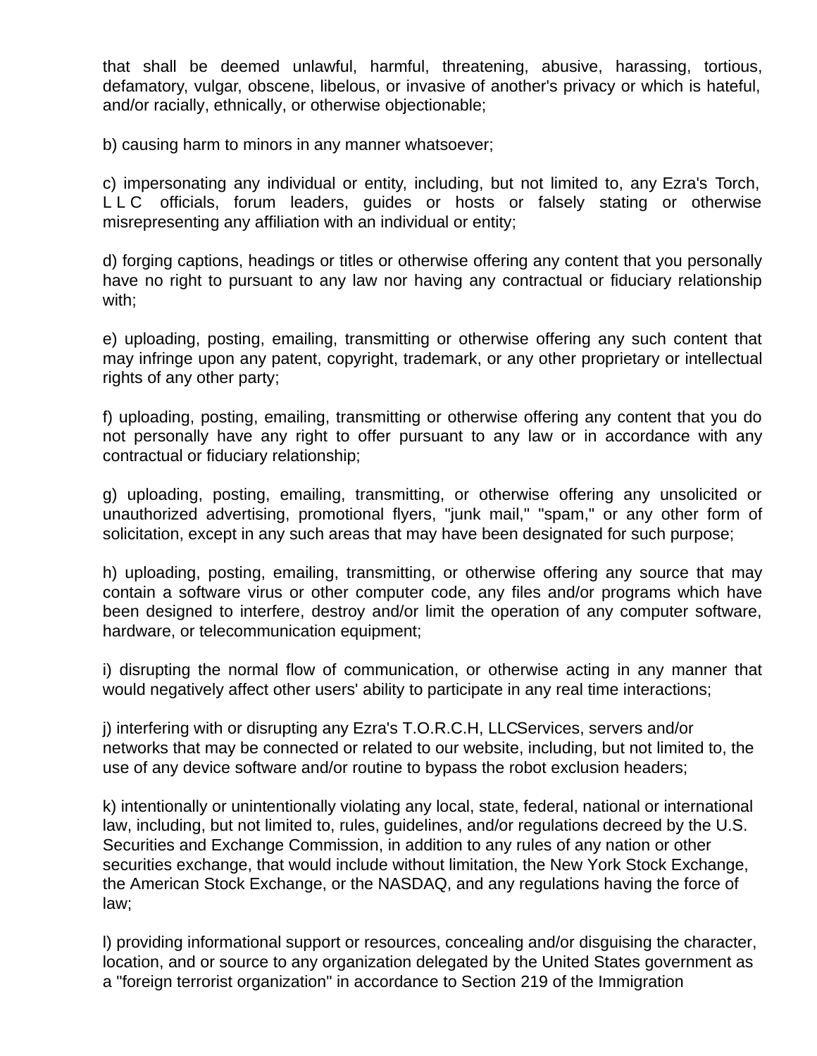that shall be deemed unlawful, harmful, threatening, abusive, harassing, tortious, defamatory, vulgar, obscene, libelous, or invasive of another's privacy or which is hateful, and/or racially, ethnically, or otherwise objectionable;

b) causing harm to minors in any manner whatsoever;

c) impersonating any individual or entity, including, but not limited to, any Ezra's Torch, L L C officials, forum leaders, guides or hosts or falsely stating or otherwise misrepresenting any affiliation with an individual or entity;

d) forging captions, headings or titles or otherwise offering any content that you personally have no right to pursuant to any law nor having any contractual or fiduciary relationship with;

e) uploading, posting, emailing, transmitting or otherwise offering any such content that may infringe upon any patent, copyright, trademark, or any other proprietary or intellectual rights of any other party;

f) uploading, posting, emailing, transmitting or otherwise offering any content that you do not personally have any right to offer pursuant to any law or in accordance with any contractual or fiduciary relationship;

g) uploading, posting, emailing, transmitting, or otherwise offering any unsolicited or unauthorized advertising, promotional flyers, "junk mail," "spam," or any other form of solicitation, except in any such areas that may have been designated for such purpose;

h) uploading, posting, emailing, transmitting, or otherwise offering any source that may contain a software virus or other computer code, any files and/or programs which have been designed to interfere, destroy and/or limit the operation of any computer software, hardware, or telecommunication equipment;

i) disrupting the normal flow of communication, or otherwise acting in any manner that would negatively affect other users' ability to participate in any real time interactions;

j) interfering with or disrupting any Ezra's T.O.R.C.H, LLCServices, servers and/or networks that may be connected or related to our website, including, but not limited to, the use of any device software and/or routine to bypass the robot exclusion headers;

k) intentionally or unintentionally violating any local, state, federal, national or international law, including, but not limited to, rules, guidelines, and/or regulations decreed by the U.S. Securities and Exchange Commission, in addition to any rules of any nation or other securities exchange, that would include without limitation, the New York Stock Exchange, the American Stock Exchange, or the NASDAQ, and any regulations having the force of law;

l) providing informational support or resources, concealing and/or disguising the character, location, and or source to any organization delegated by the United States government as a "foreign terrorist organization" in accordance to Section 219 of the Immigration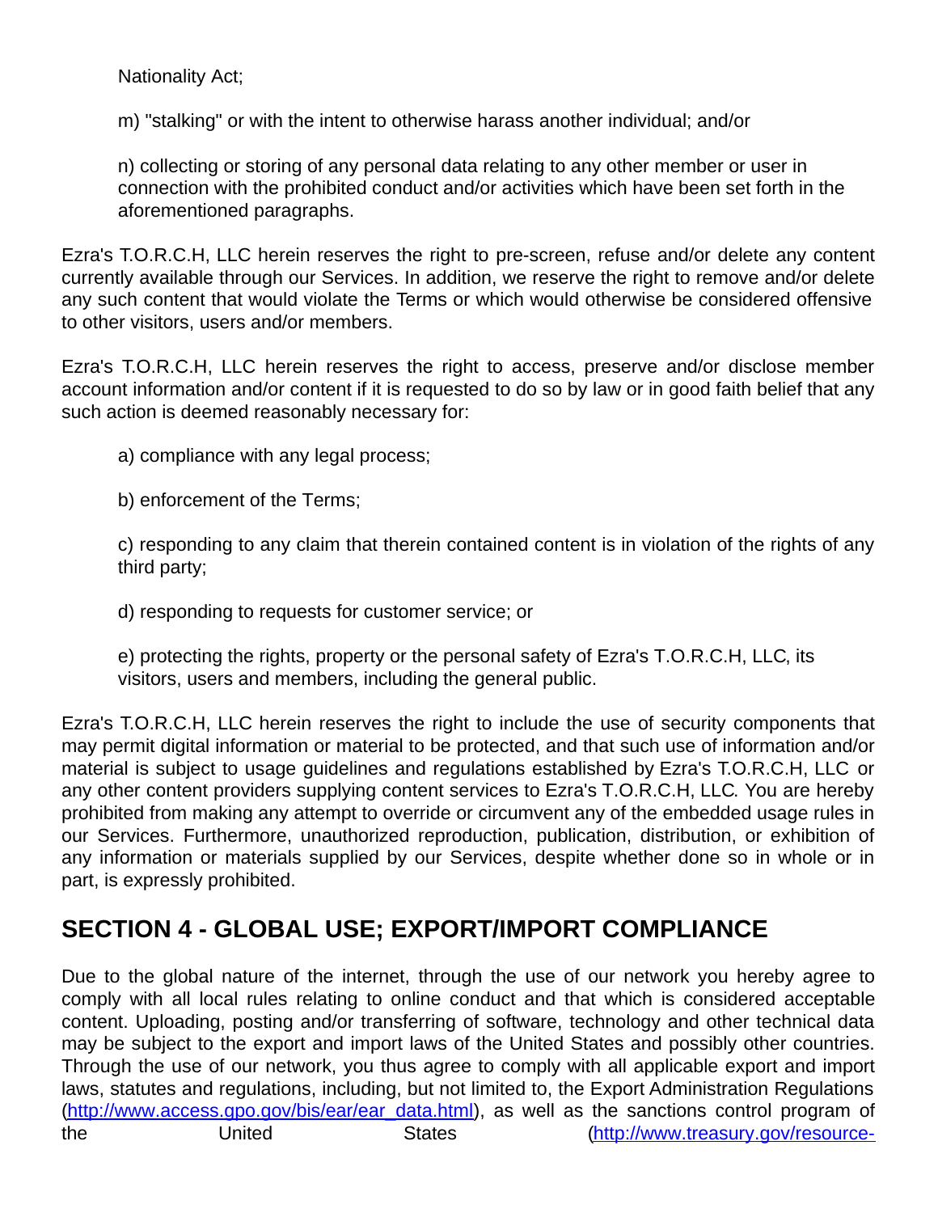Nationality Act;

m) "stalking" or with the intent to otherwise harass another individual; and/or

n) collecting or storing of any personal data relating to any other member or user in connection with the prohibited conduct and/or activities which have been set forth in the aforementioned paragraphs.

Ezra's T.O.R.C.H, LLC herein reserves the right to pre-screen, refuse and/or delete any content currently available through our Services. In addition, we reserve the right to remove and/or delete any such content that would violate the Terms or which would otherwise be considered offensive to other visitors, users and/or members.

Ezra's T.O.R.C.H, LLC herein reserves the right to access, preserve and/or disclose member account information and/or content if it is requested to do so by law or in good faith belief that any such action is deemed reasonably necessary for:

a) compliance with any legal process;

b) enforcement of the Terms;

c) responding to any claim that therein contained content is in violation of the rights of any third party;

d) responding to requests for customer service; or

e) protecting the rights, property or the personal safety of Ezra's T.O.R.C.H, LLC, its visitors, users and members, including the general public.

Ezra's T.O.R.C.H, LLC herein reserves the right to include the use of security components that may permit digital information or material to be protected, and that such use of information and/or material is subject to usage guidelines and regulations established by Ezra's T.O.R.C.H, LLC or any other content providers supplying content services to Ezra's T.O.R.C.H, LLC. You are hereby prohibited from making any attempt to override or circumvent any of the embedded usage rules in our Services. Furthermore, unauthorized reproduction, publication, distribution, or exhibition of any information or materials supplied by our Services, despite whether done so in whole or in part, is expressly prohibited.

## SECTION 4 - GLOBAL USE; EXPORT/IMPORT COMPLIANCE

Due to the global nature of the internet, through the use of our network you hereby agree to comply with all local rules relating to online conduct and that which is considered acceptable content. Uploading, posting and/or transferring of software, technology and other technical data may be subject to the export and import laws of the United States and possibly other countries. Through the use of our network, you thus agree to comply with all applicable export and import laws, statutes and regulations, including, but not limited to, the Export Administration Regulations (http://www.access.gpo.gov/bis/ear/ear_data.html), as well as the sanctions control program of the United States (http://www.treasury.gov/resource-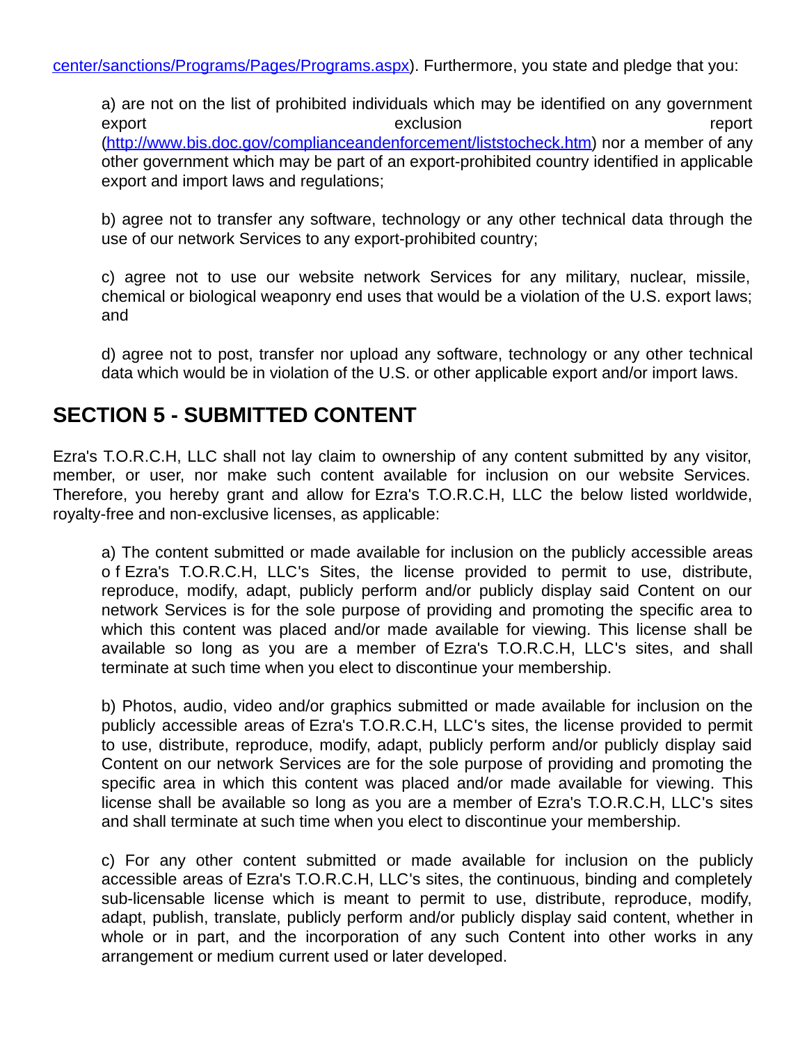[center/sanctions/Programs/Pages/Programs.aspx](center/sanctions/Programs/Pages/Programs.aspx)). Furthermore, you state and pledge that you:

> a) are not on the list of prohibited individuals which may be identified on any government export exclusion report ([http://www.bis.doc.gov/complianceandenforcement/liststocheck.htm](http://www.bis.doc.gov/complianceandenforcement/liststocheck.htm)) nor a member of any other government which may be part of an export-prohibited country identified in applicable export and import laws and regulations;
>
> b) agree not to transfer any software, technology or any other technical data through the use of our network Services to any export-prohibited country;
>
> c) agree not to use our website network Services for any military, nuclear, missile, chemical or biological weaponry end uses that would be a violation of the U.S. export laws; and
>
> d) agree not to post, transfer nor upload any software, technology or any other technical data which would be in violation of the U.S. or other applicable export and/or import laws.

## SECTION 5 - SUBMITTED CONTENT

Ezra's T.O.R.C.H, LLC shall not lay claim to ownership of any content submitted by any visitor, member, or user, nor make such content available for inclusion on our website Services. Therefore, you hereby grant and allow for Ezra's T.O.R.C.H, LLC the below listed worldwide, royalty-free and non-exclusive licenses, as applicable:

> a) The content submitted or made available for inclusion on the publicly accessible areas o f Ezra's T.O.R.C.H, LLC's Sites, the license provided to permit to use, distribute, reproduce, modify, adapt, publicly perform and/or publicly display said Content on our network Services is for the sole purpose of providing and promoting the specific area to which this content was placed and/or made available for viewing. This license shall be available so long as you are a member of Ezra's T.O.R.C.H, LLC's sites, and shall terminate at such time when you elect to discontinue your membership.
>
> b) Photos, audio, video and/or graphics submitted or made available for inclusion on the publicly accessible areas of Ezra's T.O.R.C.H, LLC's sites, the license provided to permit to use, distribute, reproduce, modify, adapt, publicly perform and/or publicly display said Content on our network Services are for the sole purpose of providing and promoting the specific area in which this content was placed and/or made available for viewing. This license shall be available so long as you are a member of Ezra's T.O.R.C.H, LLC's sites and shall terminate at such time when you elect to discontinue your membership.
>
> c) For any other content submitted or made available for inclusion on the publicly accessible areas of Ezra's T.O.R.C.H, LLC's sites, the continuous, binding and completely sub-licensable license which is meant to permit to use, distribute, reproduce, modify, adapt, publish, translate, publicly perform and/or publicly display said content, whether in whole or in part, and the incorporation of any such Content into other works in any arrangement or medium current used or later developed.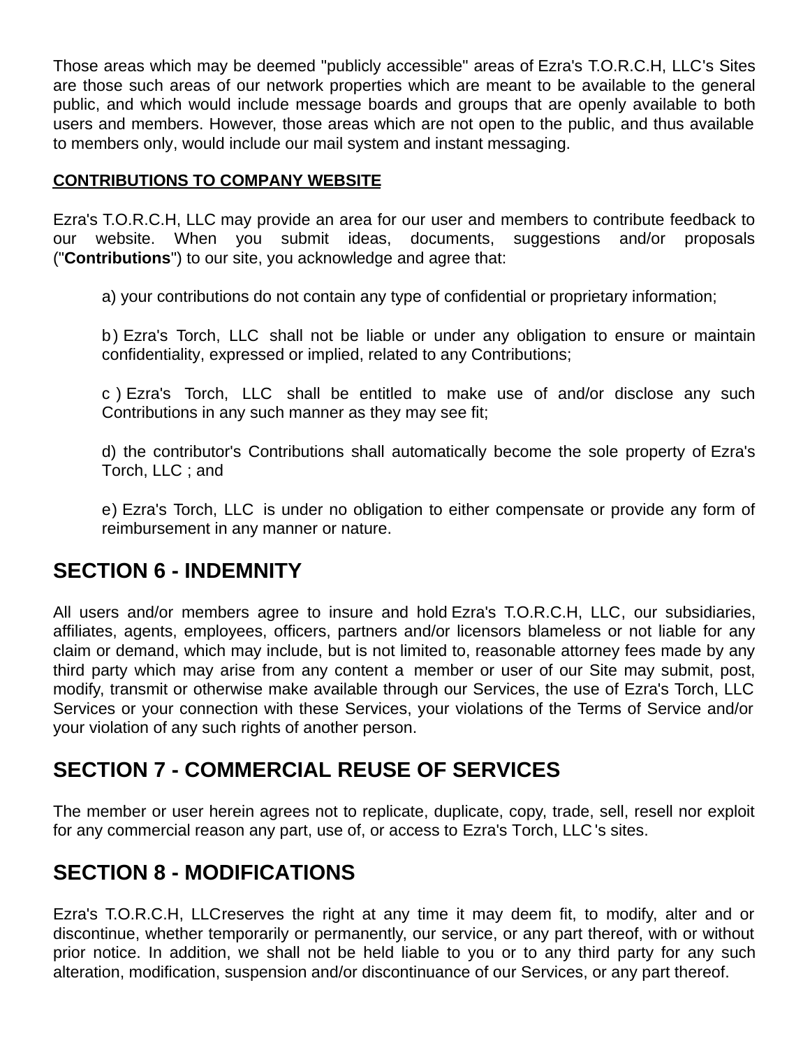Those areas which may be deemed "publicly accessible" areas of Ezra's T.O.R.C.H, LLC's Sites are those such areas of our network properties which are meant to be available to the general public, and which would include message boards and groups that are openly available to both users and members. However, those areas which are not open to the public, and thus available to members only, would include our mail system and instant messaging.

**CONTRIBUTIONS TO COMPANY WEBSITE**

Ezra's T.O.R.C.H, LLC may provide an area for our user and members to contribute feedback to our website. When you submit ideas, documents, suggestions and/or proposals ("**Contributions**") to our site, you acknowledge and agree that:

a) your contributions do not contain any type of confidential or proprietary information;

b) Ezra's Torch, LLC shall not be liable or under any obligation to ensure or maintain confidentiality, expressed or implied, related to any Contributions;

c ) Ezra's Torch, LLC shall be entitled to make use of and/or disclose any such Contributions in any such manner as they may see fit;

d) the contributor's Contributions shall automatically become the sole property of Ezra's Torch, LLC ; and

e) Ezra's Torch, LLC is under no obligation to either compensate or provide any form of reimbursement in any manner or nature.

## SECTION 6 - INDEMNITY

All users and/or members agree to insure and hold Ezra's T.O.R.C.H, LLC, our subsidiaries, affiliates, agents, employees, officers, partners and/or licensors blameless or not liable for any claim or demand, which may include, but is not limited to, reasonable attorney fees made by any third party which may arise from any content a member or user of our Site may submit, post, modify, transmit or otherwise make available through our Services, the use of Ezra's Torch, LLC Services or your connection with these Services, your violations of the Terms of Service and/or your violation of any such rights of another person.

## SECTION 7 - COMMERCIAL REUSE OF SERVICES

The member or user herein agrees not to replicate, duplicate, copy, trade, sell, resell nor exploit for any commercial reason any part, use of, or access to Ezra's Torch, LLC 's sites.

## SECTION 8 - MODIFICATIONS

Ezra's T.O.R.C.H, LLCreserves the right at any time it may deem fit, to modify, alter and or discontinue, whether temporarily or permanently, our service, or any part thereof, with or without prior notice. In addition, we shall not be held liable to you or to any third party for any such alteration, modification, suspension and/or discontinuance of our Services, or any part thereof.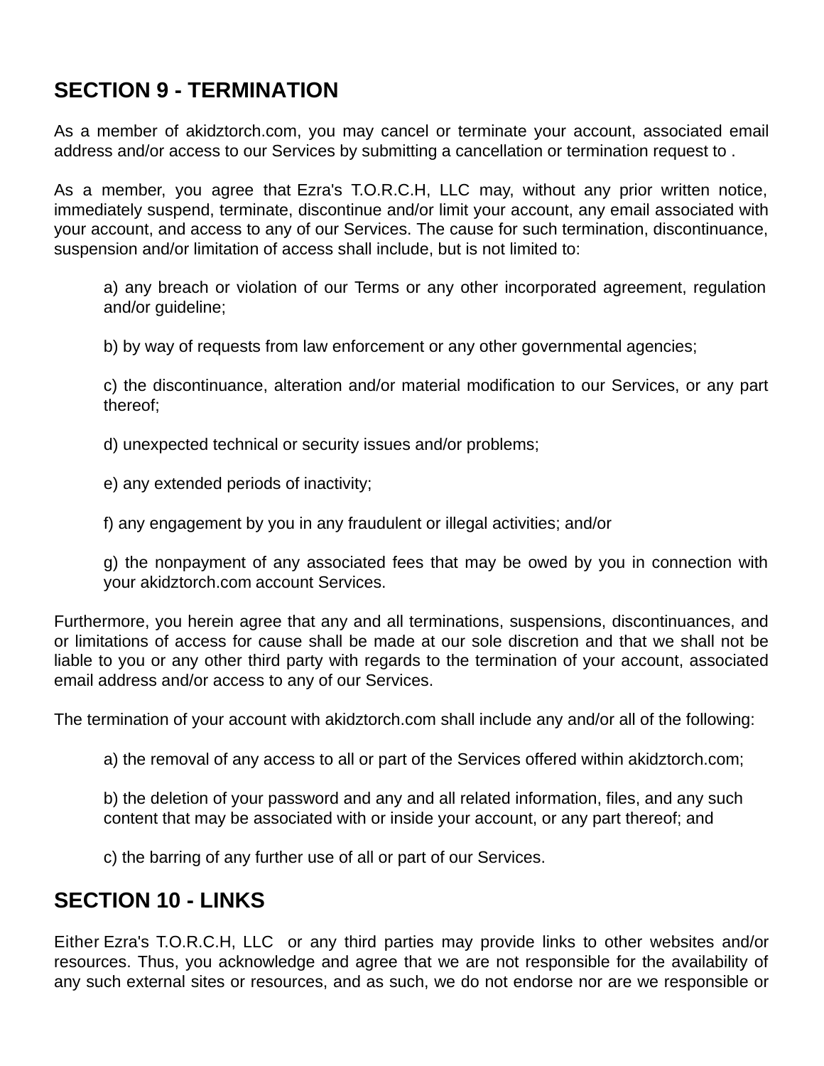## SECTION 9 - TERMINATION

As a member of akidztorch.com, you may cancel or terminate your account, associated email address and/or access to our Services by submitting a cancellation or termination request to .

As a member, you agree that Ezra's T.O.R.C.H, LLC may, without any prior written notice, immediately suspend, terminate, discontinue and/or limit your account, any email associated with your account, and access to any of our Services. The cause for such termination, discontinuance, suspension and/or limitation of access shall include, but is not limited to:

> a) any breach or violation of our Terms or any other incorporated agreement, regulation and/or guideline;
>
> b) by way of requests from law enforcement or any other governmental agencies;
>
> c) the discontinuance, alteration and/or material modification to our Services, or any part thereof;
>
> d) unexpected technical or security issues and/or problems;
>
> e) any extended periods of inactivity;
>
> f) any engagement by you in any fraudulent or illegal activities; and/or
>
> g) the nonpayment of any associated fees that may be owed by you in connection with your akidztorch.com account Services.

Furthermore, you herein agree that any and all terminations, suspensions, discontinuances, and or limitations of access for cause shall be made at our sole discretion and that we shall not be liable to you or any other third party with regards to the termination of your account, associated email address and/or access to any of our Services.

The termination of your account with akidztorch.com shall include any and/or all of the following:

> a) the removal of any access to all or part of the Services offered within akidztorch.com;
>
> b) the deletion of your password and any and all related information, files, and any such content that may be associated with or inside your account, or any part thereof; and
>
> c) the barring of any further use of all or part of our Services.

## SECTION 10 - LINKS

Either Ezra's T.O.R.C.H, LLC or any third parties may provide links to other websites and/or resources. Thus, you acknowledge and agree that we are not responsible for the availability of any such external sites or resources, and as such, we do not endorse nor are we responsible or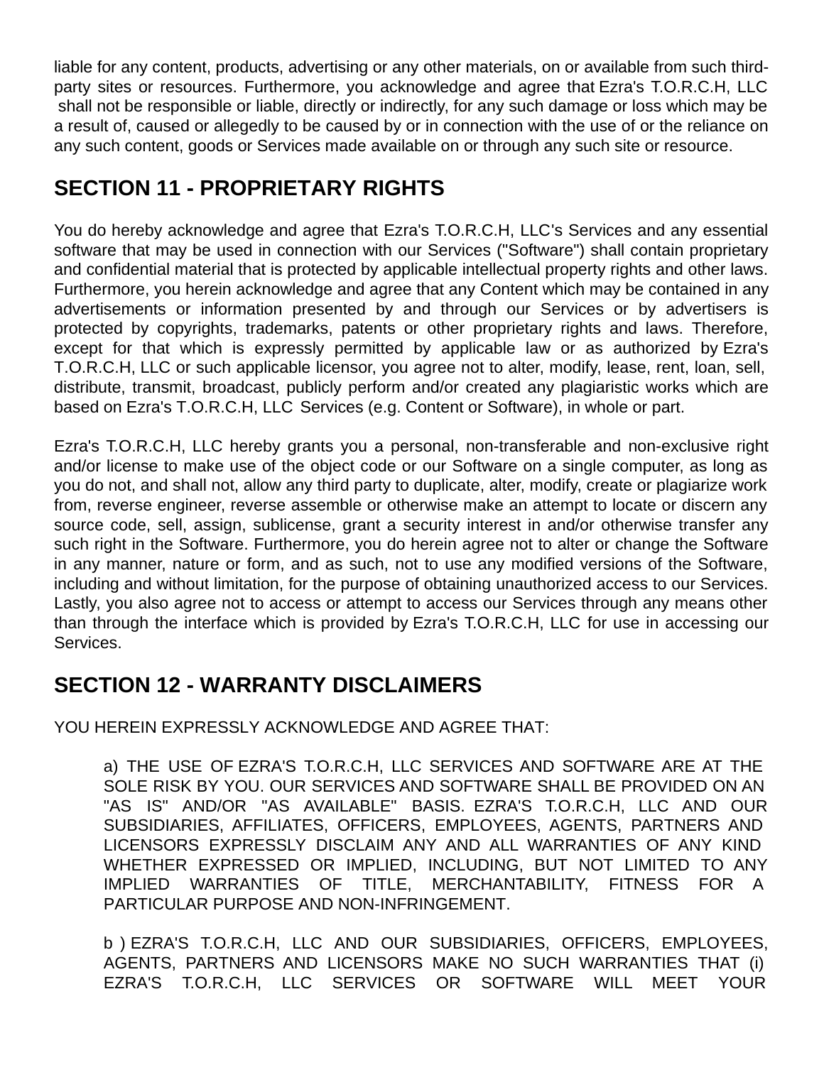liable for any content, products, advertising or any other materials, on or available from such third-party sites or resources. Furthermore, you acknowledge and agree that Ezra's T.O.R.C.H, LLC shall not be responsible or liable, directly or indirectly, for any such damage or loss which may be a result of, caused or allegedly to be caused by or in connection with the use of or the reliance on any such content, goods or Services made available on or through any such site or resource.

## SECTION 11 - PROPRIETARY RIGHTS

You do hereby acknowledge and agree that Ezra's T.O.R.C.H, LLC's Services and any essential software that may be used in connection with our Services ("Software") shall contain proprietary and confidential material that is protected by applicable intellectual property rights and other laws. Furthermore, you herein acknowledge and agree that any Content which may be contained in any advertisements or information presented by and through our Services or by advertisers is protected by copyrights, trademarks, patents or other proprietary rights and laws. Therefore, except for that which is expressly permitted by applicable law or as authorized by Ezra's T.O.R.C.H, LLC or such applicable licensor, you agree not to alter, modify, lease, rent, loan, sell, distribute, transmit, broadcast, publicly perform and/or created any plagiaristic works which are based on Ezra's T.O.R.C.H, LLC Services (e.g. Content or Software), in whole or part.

Ezra's T.O.R.C.H, LLC hereby grants you a personal, non-transferable and non-exclusive right and/or license to make use of the object code or our Software on a single computer, as long as you do not, and shall not, allow any third party to duplicate, alter, modify, create or plagiarize work from, reverse engineer, reverse assemble or otherwise make an attempt to locate or discern any source code, sell, assign, sublicense, grant a security interest in and/or otherwise transfer any such right in the Software. Furthermore, you do herein agree not to alter or change the Software in any manner, nature or form, and as such, not to use any modified versions of the Software, including and without limitation, for the purpose of obtaining unauthorized access to our Services. Lastly, you also agree not to access or attempt to access our Services through any means other than through the interface which is provided by Ezra's T.O.R.C.H, LLC for use in accessing our Services.

## SECTION 12 - WARRANTY DISCLAIMERS

YOU HEREIN EXPRESSLY ACKNOWLEDGE AND AGREE THAT:

> a) THE USE OF EZRA'S T.O.R.C.H, LLC SERVICES AND SOFTWARE ARE AT THE SOLE RISK BY YOU. OUR SERVICES AND SOFTWARE SHALL BE PROVIDED ON AN "AS IS" AND/OR "AS AVAILABLE" BASIS. EZRA'S T.O.R.C.H, LLC AND OUR SUBSIDIARIES, AFFILIATES, OFFICERS, EMPLOYEES, AGENTS, PARTNERS AND LICENSORS EXPRESSLY DISCLAIM ANY AND ALL WARRANTIES OF ANY KIND WHETHER EXPRESSED OR IMPLIED, INCLUDING, BUT NOT LIMITED TO ANY IMPLIED WARRANTIES OF TITLE, MERCHANTABILITY, FITNESS FOR A PARTICULAR PURPOSE AND NON-INFRINGEMENT.
>
> b ) EZRA'S T.O.R.C.H, LLC AND OUR SUBSIDIARIES, OFFICERS, EMPLOYEES, AGENTS, PARTNERS AND LICENSORS MAKE NO SUCH WARRANTIES THAT (i) EZRA'S T.O.R.C.H, LLC SERVICES OR SOFTWARE WILL MEET YOUR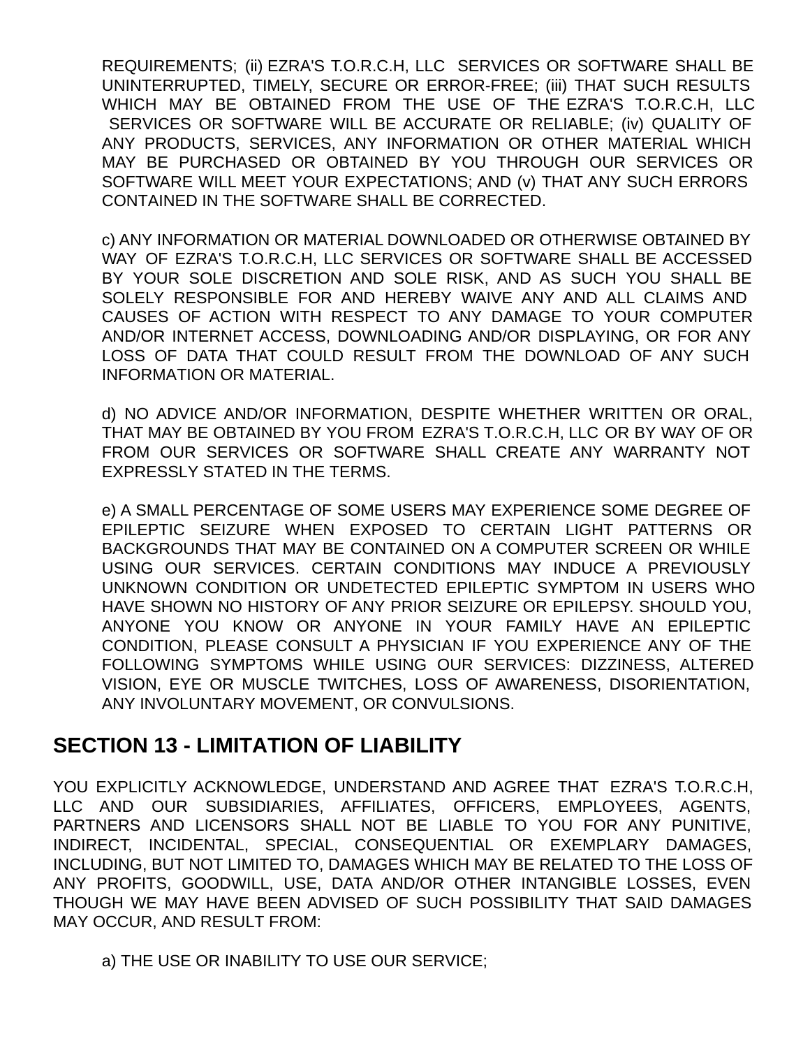REQUIREMENTS; (ii) EZRA'S T.O.R.C.H, LLC SERVICES OR SOFTWARE SHALL BE UNINTERRUPTED, TIMELY, SECURE OR ERROR-FREE; (iii) THAT SUCH RESULTS WHICH MAY BE OBTAINED FROM THE USE OF THE EZRA'S T.O.R.C.H, LLC SERVICES OR SOFTWARE WILL BE ACCURATE OR RELIABLE; (iv) QUALITY OF ANY PRODUCTS, SERVICES, ANY INFORMATION OR OTHER MATERIAL WHICH MAY BE PURCHASED OR OBTAINED BY YOU THROUGH OUR SERVICES OR SOFTWARE WILL MEET YOUR EXPECTATIONS; AND (v) THAT ANY SUCH ERRORS CONTAINED IN THE SOFTWARE SHALL BE CORRECTED.

c) ANY INFORMATION OR MATERIAL DOWNLOADED OR OTHERWISE OBTAINED BY WAY OF EZRA'S T.O.R.C.H, LLC SERVICES OR SOFTWARE SHALL BE ACCESSED BY YOUR SOLE DISCRETION AND SOLE RISK, AND AS SUCH YOU SHALL BE SOLELY RESPONSIBLE FOR AND HEREBY WAIVE ANY AND ALL CLAIMS AND CAUSES OF ACTION WITH RESPECT TO ANY DAMAGE TO YOUR COMPUTER AND/OR INTERNET ACCESS, DOWNLOADING AND/OR DISPLAYING, OR FOR ANY LOSS OF DATA THAT COULD RESULT FROM THE DOWNLOAD OF ANY SUCH INFORMATION OR MATERIAL.

d) NO ADVICE AND/OR INFORMATION, DESPITE WHETHER WRITTEN OR ORAL, THAT MAY BE OBTAINED BY YOU FROM EZRA'S T.O.R.C.H, LLC OR BY WAY OF OR FROM OUR SERVICES OR SOFTWARE SHALL CREATE ANY WARRANTY NOT EXPRESSLY STATED IN THE TERMS.

e) A SMALL PERCENTAGE OF SOME USERS MAY EXPERIENCE SOME DEGREE OF EPILEPTIC SEIZURE WHEN EXPOSED TO CERTAIN LIGHT PATTERNS OR BACKGROUNDS THAT MAY BE CONTAINED ON A COMPUTER SCREEN OR WHILE USING OUR SERVICES. CERTAIN CONDITIONS MAY INDUCE A PREVIOUSLY UNKNOWN CONDITION OR UNDETECTED EPILEPTIC SYMPTOM IN USERS WHO HAVE SHOWN NO HISTORY OF ANY PRIOR SEIZURE OR EPILEPSY. SHOULD YOU, ANYONE YOU KNOW OR ANYONE IN YOUR FAMILY HAVE AN EPILEPTIC CONDITION, PLEASE CONSULT A PHYSICIAN IF YOU EXPERIENCE ANY OF THE FOLLOWING SYMPTOMS WHILE USING OUR SERVICES: DIZZINESS, ALTERED VISION, EYE OR MUSCLE TWITCHES, LOSS OF AWARENESS, DISORIENTATION, ANY INVOLUNTARY MOVEMENT, OR CONVULSIONS.

## SECTION 13 - LIMITATION OF LIABILITY

YOU EXPLICITLY ACKNOWLEDGE, UNDERSTAND AND AGREE THAT EZRA'S T.O.R.C.H, LLC AND OUR SUBSIDIARIES, AFFILIATES, OFFICERS, EMPLOYEES, AGENTS, PARTNERS AND LICENSORS SHALL NOT BE LIABLE TO YOU FOR ANY PUNITIVE, INDIRECT, INCIDENTAL, SPECIAL, CONSEQUENTIAL OR EXEMPLARY DAMAGES, INCLUDING, BUT NOT LIMITED TO, DAMAGES WHICH MAY BE RELATED TO THE LOSS OF ANY PROFITS, GOODWILL, USE, DATA AND/OR OTHER INTANGIBLE LOSSES, EVEN THOUGH WE MAY HAVE BEEN ADVISED OF SUCH POSSIBILITY THAT SAID DAMAGES MAY OCCUR, AND RESULT FROM:

a) THE USE OR INABILITY TO USE OUR SERVICE;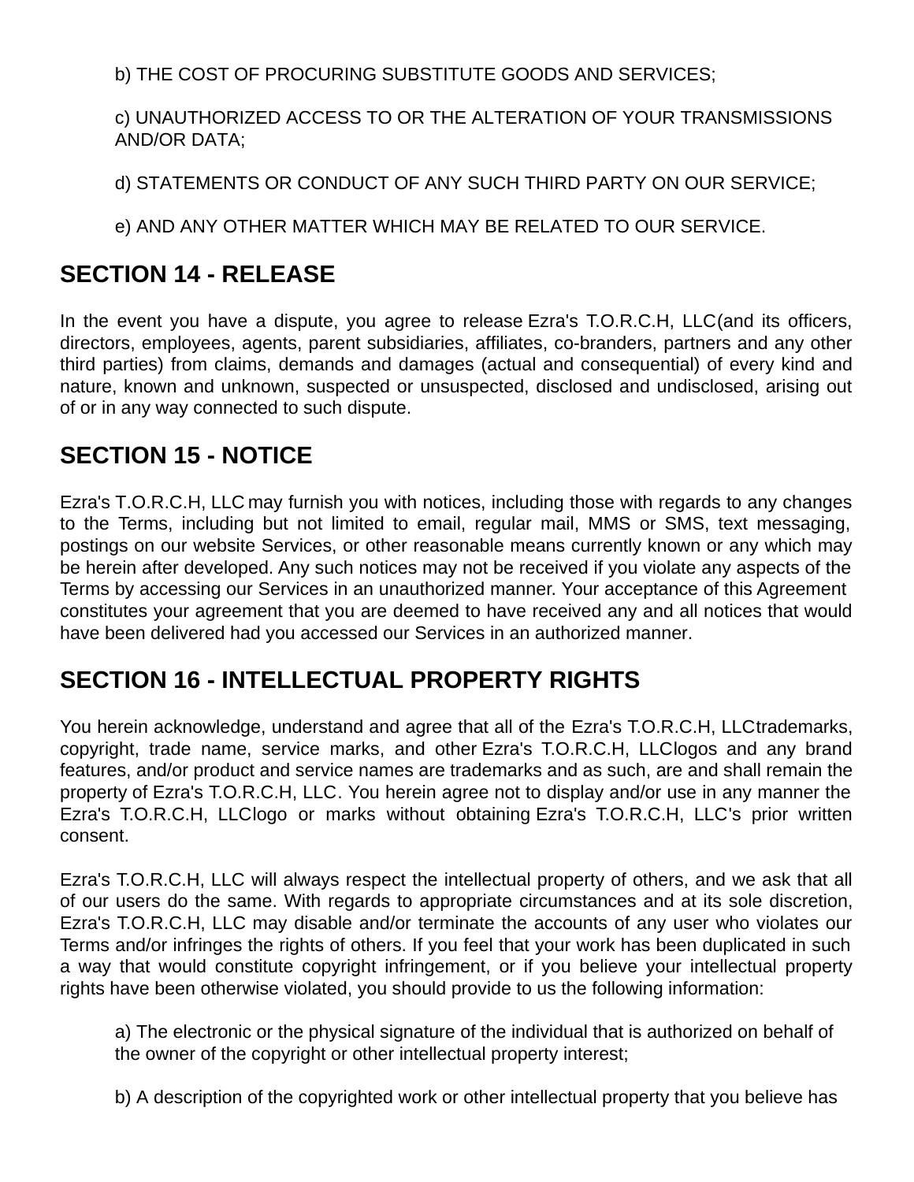b) THE COST OF PROCURING SUBSTITUTE GOODS AND SERVICES;

c) UNAUTHORIZED ACCESS TO OR THE ALTERATION OF YOUR TRANSMISSIONS AND/OR DATA;

d) STATEMENTS OR CONDUCT OF ANY SUCH THIRD PARTY ON OUR SERVICE;

e) AND ANY OTHER MATTER WHICH MAY BE RELATED TO OUR SERVICE.

## SECTION 14 - RELEASE

In the event you have a dispute, you agree to release Ezra's T.O.R.C.H, LLC(and its officers, directors, employees, agents, parent subsidiaries, affiliates, co-branders, partners and any other third parties) from claims, demands and damages (actual and consequential) of every kind and nature, known and unknown, suspected or unsuspected, disclosed and undisclosed, arising out of or in any way connected to such dispute.

## SECTION 15 - NOTICE

Ezra's T.O.R.C.H, LLC may furnish you with notices, including those with regards to any changes to the Terms, including but not limited to email, regular mail, MMS or SMS, text messaging, postings on our website Services, or other reasonable means currently known or any which may be herein after developed. Any such notices may not be received if you violate any aspects of the Terms by accessing our Services in an unauthorized manner. Your acceptance of this Agreement constitutes your agreement that you are deemed to have received any and all notices that would have been delivered had you accessed our Services in an authorized manner.

## SECTION 16 - INTELLECTUAL PROPERTY RIGHTS

You herein acknowledge, understand and agree that all of the Ezra's T.O.R.C.H, LLCtrademarks, copyright, trade name, service marks, and other Ezra's T.O.R.C.H, LLClogos and any brand features, and/or product and service names are trademarks and as such, are and shall remain the property of Ezra's T.O.R.C.H, LLC. You herein agree not to display and/or use in any manner the Ezra's T.O.R.C.H, LLClogo or marks without obtaining Ezra's T.O.R.C.H, LLC's prior written consent.

Ezra's T.O.R.C.H, LLC will always respect the intellectual property of others, and we ask that all of our users do the same. With regards to appropriate circumstances and at its sole discretion, Ezra's T.O.R.C.H, LLC may disable and/or terminate the accounts of any user who violates our Terms and/or infringes the rights of others. If you feel that your work has been duplicated in such a way that would constitute copyright infringement, or if you believe your intellectual property rights have been otherwise violated, you should provide to us the following information:

a) The electronic or the physical signature of the individual that is authorized on behalf of the owner of the copyright or other intellectual property interest;

b) A description of the copyrighted work or other intellectual property that you believe has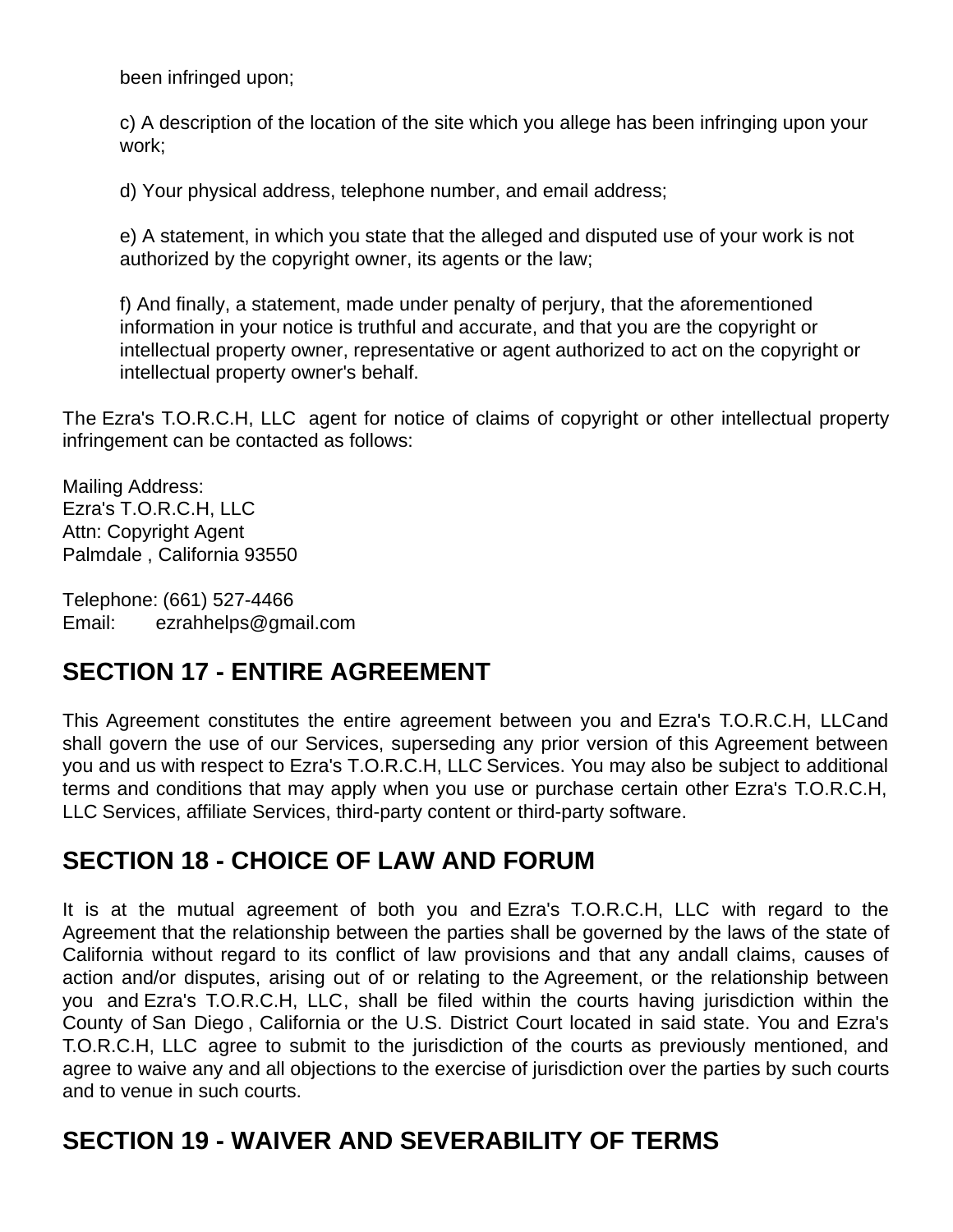been infringed upon;

c) A description of the location of the site which you allege has been infringing upon your work;

d) Your physical address, telephone number, and email address;

e) A statement, in which you state that the alleged and disputed use of your work is not authorized by the copyright owner, its agents or the law;

f) And finally, a statement, made under penalty of perjury, that the aforementioned information in your notice is truthful and accurate, and that you are the copyright or intellectual property owner, representative or agent authorized to act on the copyright or intellectual property owner's behalf.

The Ezra's T.O.R.C.H, LLC agent for notice of claims of copyright or other intellectual property infringement can be contacted as follows:

Mailing Address:
Ezra's T.O.R.C.H, LLC
Attn: Copyright Agent
Palmdale , California 93550

Telephone: (661) 527-4466
Email: ezrahhelps@gmail.com

## SECTION 17 - ENTIRE AGREEMENT

This Agreement constitutes the entire agreement between you and Ezra's T.O.R.C.H, LLCand shall govern the use of our Services, superseding any prior version of this Agreement between you and us with respect to Ezra's T.O.R.C.H, LLC Services. You may also be subject to additional terms and conditions that may apply when you use or purchase certain other Ezra's T.O.R.C.H, LLC Services, affiliate Services, third-party content or third-party software.

## SECTION 18 - CHOICE OF LAW AND FORUM

It is at the mutual agreement of both you and Ezra's T.O.R.C.H, LLC with regard to the Agreement that the relationship between the parties shall be governed by the laws of the state of California without regard to its conflict of law provisions and that any andall claims, causes of action and/or disputes, arising out of or relating to the Agreement, or the relationship between you and Ezra's T.O.R.C.H, LLC, shall be filed within the courts having jurisdiction within the County of San Diego , California or the U.S. District Court located in said state. You and Ezra's T.O.R.C.H, LLC agree to submit to the jurisdiction of the courts as previously mentioned, and agree to waive any and all objections to the exercise of jurisdiction over the parties by such courts and to venue in such courts.

## SECTION 19 - WAIVER AND SEVERABILITY OF TERMS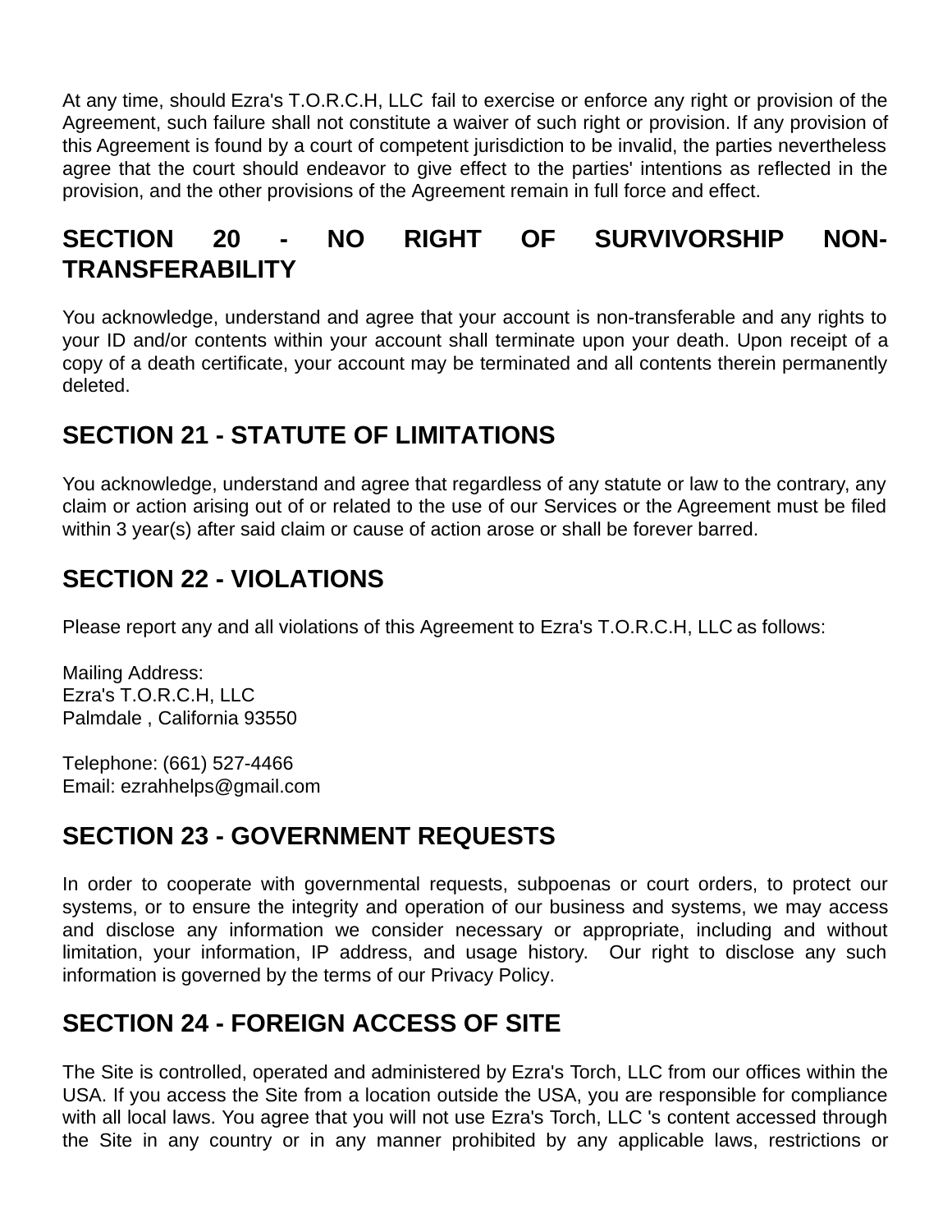At any time, should Ezra's T.O.R.C.H, LLC fail to exercise or enforce any right or provision of the Agreement, such failure shall not constitute a waiver of such right or provision. If any provision of this Agreement is found by a court of competent jurisdiction to be invalid, the parties nevertheless agree that the court should endeavor to give effect to the parties' intentions as reflected in the provision, and the other provisions of the Agreement remain in full force and effect.

## SECTION 20 - NO RIGHT OF SURVIVORSHIP NON-TRANSFERABILITY

You acknowledge, understand and agree that your account is non-transferable and any rights to your ID and/or contents within your account shall terminate upon your death. Upon receipt of a copy of a death certificate, your account may be terminated and all contents therein permanently deleted.

## SECTION 21 - STATUTE OF LIMITATIONS

You acknowledge, understand and agree that regardless of any statute or law to the contrary, any claim or action arising out of or related to the use of our Services or the Agreement must be filed within 3 year(s) after said claim or cause of action arose or shall be forever barred.

## SECTION 22 - VIOLATIONS

Please report any and all violations of this Agreement to Ezra's T.O.R.C.H, LLC as follows:

Mailing Address:
Ezra's T.O.R.C.H, LLC
Palmdale , California 93550

Telephone: (661) 527-4466
Email: ezrahhelps@gmail.com

## SECTION 23 - GOVERNMENT REQUESTS

In order to cooperate with governmental requests, subpoenas or court orders, to protect our systems, or to ensure the integrity and operation of our business and systems, we may access and disclose any information we consider necessary or appropriate, including and without limitation, your information, IP address, and usage history. Our right to disclose any such information is governed by the terms of our Privacy Policy.

## SECTION 24 - FOREIGN ACCESS OF SITE

The Site is controlled, operated and administered by Ezra's Torch, LLC from our offices within the USA. If you access the Site from a location outside the USA, you are responsible for compliance with all local laws. You agree that you will not use Ezra's Torch, LLC 's content accessed through the Site in any country or in any manner prohibited by any applicable laws, restrictions or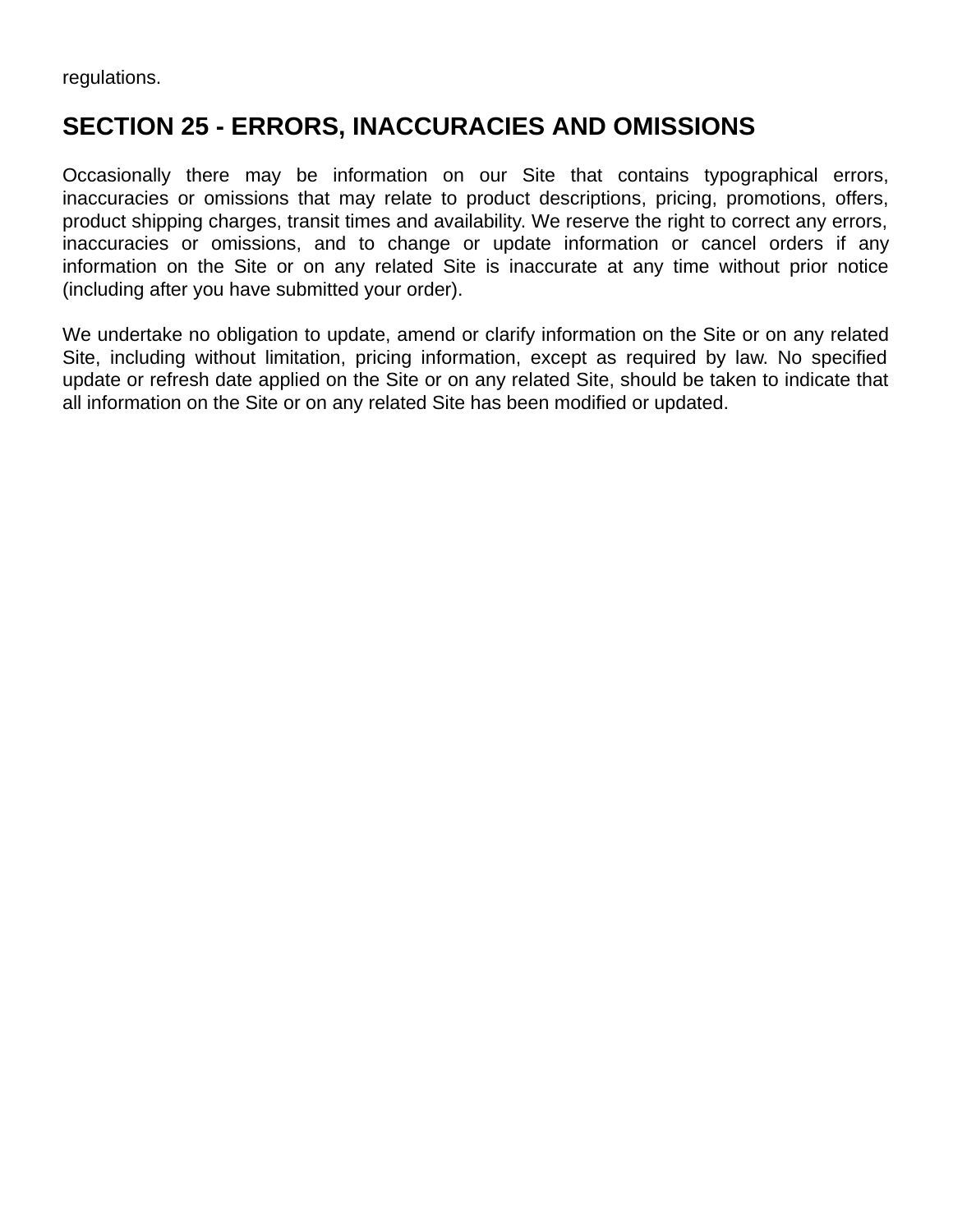regulations.

## SECTION 25 - ERRORS, INACCURACIES AND OMISSIONS

Occasionally there may be information on our Site that contains typographical errors, inaccuracies or omissions that may relate to product descriptions, pricing, promotions, offers, product shipping charges, transit times and availability. We reserve the right to correct any errors, inaccuracies or omissions, and to change or update information or cancel orders if any information on the Site or on any related Site is inaccurate at any time without prior notice (including after you have submitted your order).

We undertake no obligation to update, amend or clarify information on the Site or on any related Site, including without limitation, pricing information, except as required by law. No specified update or refresh date applied on the Site or on any related Site, should be taken to indicate that all information on the Site or on any related Site has been modified or updated.